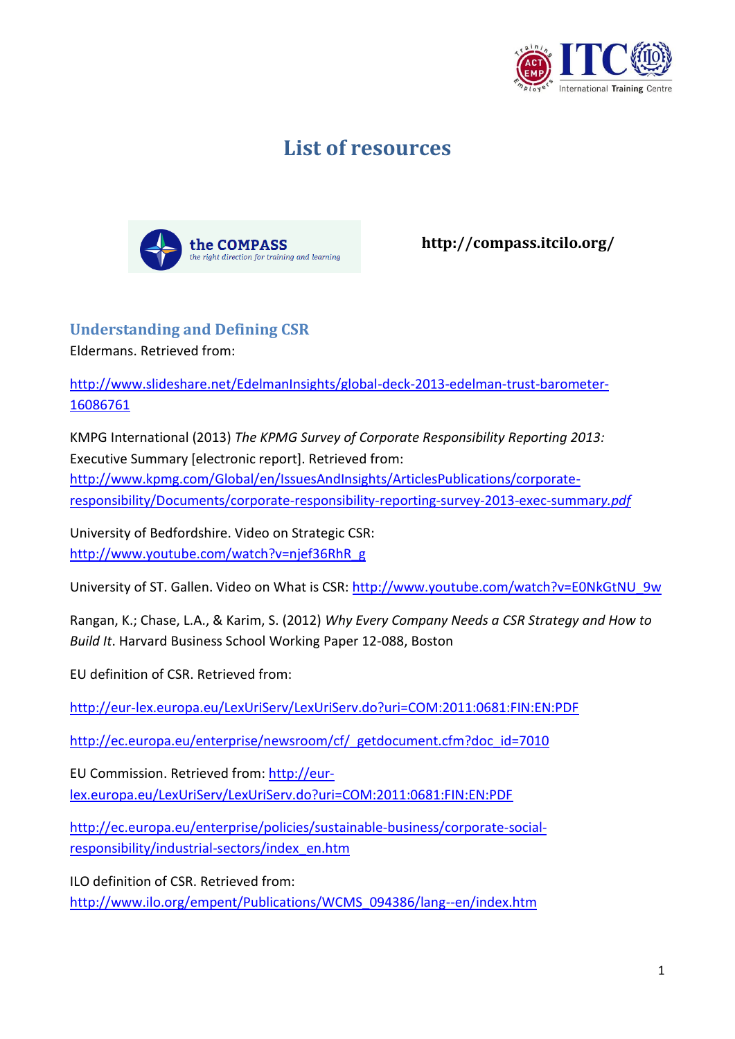# List of resources

**http://compass.itcilo.org/**

## Understanding and Defining CSR

Eldermans. Retrieved from:

http://www.slideshare.net/EdelmanInsights/global-deck-2013-edelman-trust-barometer-16086761

KMPG International (2013) *The KPMG Survey of Corporate Responsibility Reporting 2013:* Executive Summary [electronic report]. Retrieved from: http://www.kpmg.com/Global/en/IssuesAndInsights/ArticlesPublications/corporate-responsibility/Documents/corporate-responsibility-reporting-survey-2013-exec-summary.pdf

University of Bedfordshire. Video on Strategic CSR: http://www.youtube.com/watch?v=njef36RhR_g

University of ST. Gallen. Video on What is CSR: http://www.youtube.com/watch?v=E0NkGtNU_9w

Rangan, K.; Chase, L.A., & Karim, S. (2012) *Why Every Company Needs a CSR Strategy and How to Build It*. Harvard Business School Working Paper 12-088, Boston

EU definition of CSR. Retrieved from:

http://eur-lex.europa.eu/LexUriServ/LexUriServ.do?uri=COM:2011:0681:FIN:EN:PDF

http://ec.europa.eu/enterprise/newsroom/cf/_getdocument.cfm?doc_id=7010

EU Commission. Retrieved from: http://eur-lex.europa.eu/LexUriServ/LexUriServ.do?uri=COM:2011:0681:FIN:EN:PDF

http://ec.europa.eu/enterprise/policies/sustainable-business/corporate-social-responsibility/industrial-sectors/index_en.htm

ILO definition of CSR. Retrieved from: http://www.ilo.org/empent/Publications/WCMS_094386/lang--en/index.htm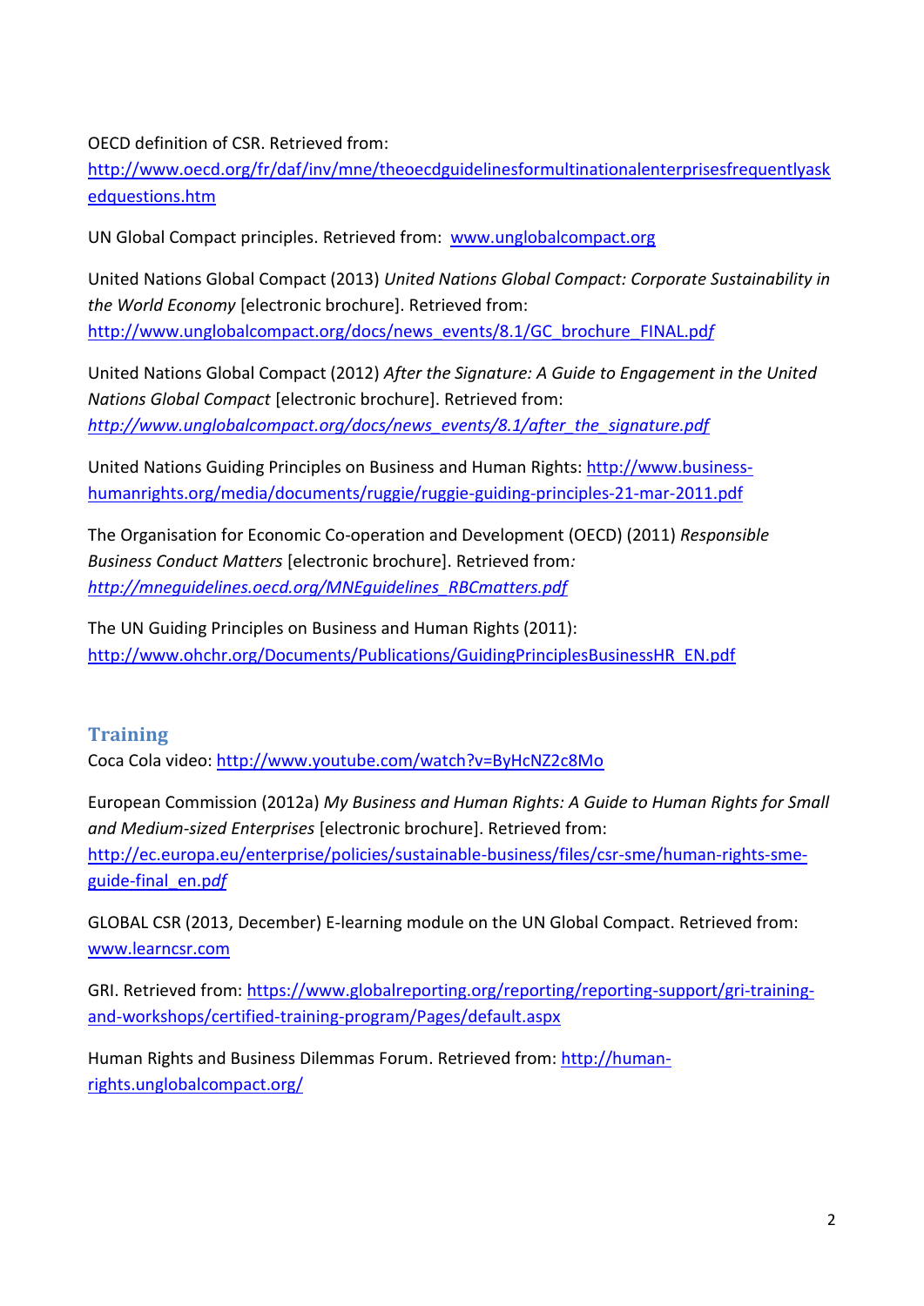OECD definition of CSR. Retrieved from: http://www.oecd.org/fr/daf/inv/mne/theoecdguidelinesformultinationalenterprisesfrequentlyaskedquestions.htm

UN Global Compact principles. Retrieved from: www.unglobalcompact.org

United Nations Global Compact (2013) *United Nations Global Compact: Corporate Sustainability in the World Economy* [electronic brochure]. Retrieved from: http://www.unglobalcompact.org/docs/news_events/8.1/GC_brochure_FINAL.pdf

United Nations Global Compact (2012) *After the Signature: A Guide to Engagement in the United Nations Global Compact* [electronic brochure]. Retrieved from: *http://www.unglobalcompact.org/docs/news_events/8.1/after_the_signature.pdf*

United Nations Guiding Principles on Business and Human Rights: http://www.business-humanrights.org/media/documents/ruggie/ruggie-guiding-principles-21-mar-2011.pdf

The Organisation for Economic Co-operation and Development (OECD) (2011) *Responsible Business Conduct Matters* [electronic brochure]. Retrieved from*:* *http://mneguidelines.oecd.org/MNEguidelines_RBCmatters.pdf*

The UN Guiding Principles on Business and Human Rights (2011): http://www.ohchr.org/Documents/Publications/GuidingPrinciplesBusinessHR_EN.pdf

## Training

Coca Cola video: http://www.youtube.com/watch?v=ByHcNZ2c8Mo

European Commission (2012a) *My Business and Human Rights: A Guide to Human Rights for Small and Medium-sized Enterprises* [electronic brochure]. Retrieved from: http://ec.europa.eu/enterprise/policies/sustainable-business/files/csr-sme/human-rights-sme-guide-final_en.p*df*

GLOBAL CSR (2013, December) E-learning module on the UN Global Compact. Retrieved from: www.learncsr.com

GRI. Retrieved from: https://www.globalreporting.org/reporting/reporting-support/gri-training-and-workshops/certified-training-program/Pages/default.aspx

Human Rights and Business Dilemmas Forum. Retrieved from: http://human-rights.unglobalcompact.org/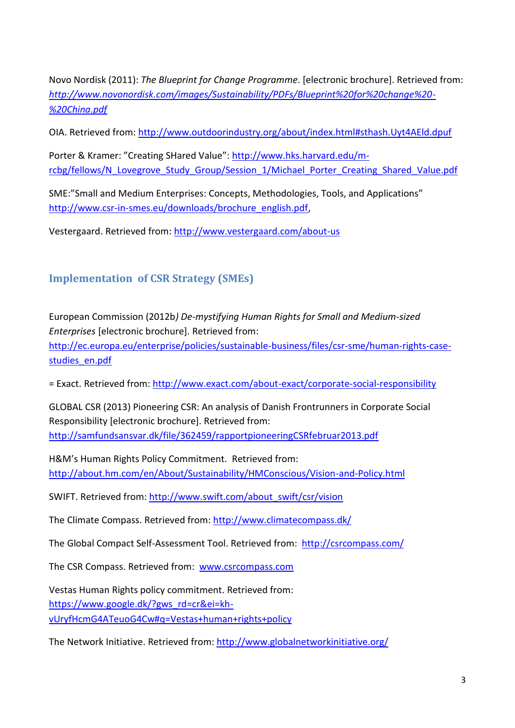Novo Nordisk (2011): *The Blueprint for Change Programme*. [electronic brochure]. Retrieved from: *http://www.novonordisk.com/images/Sustainability/PDFs/Blueprint%20for%20change%20-%20China.pdf*

OIA. Retrieved from: http://www.outdoorindustry.org/about/index.html#sthash.Uyt4AEld.dpuf

Porter & Kramer: "Creating SHared Value": http://www.hks.harvard.edu/m-rcbg/fellows/N_Lovegrove_Study_Group/Session_1/Michael_Porter_Creating_Shared_Value.pdf

SME:"Small and Medium Enterprises: Concepts, Methodologies, Tools, and Applications" http://www.csr-in-smes.eu/downloads/brochure_english.pdf,

Vestergaard. Retrieved from: http://www.vestergaard.com/about-us

## Implementation of CSR Strategy (SMEs)

European Commission (2012b*) De-mystifying Human Rights for Small and Medium-sized Enterprises* [electronic brochure]. Retrieved from: http://ec.europa.eu/enterprise/policies/sustainable-business/files/csr-sme/human-rights-case-studies_en.pdf

= Exact. Retrieved from: http://www.exact.com/about-exact/corporate-social-responsibility

GLOBAL CSR (2013) Pioneering CSR: An analysis of Danish Frontrunners in Corporate Social Responsibility [electronic brochure]. Retrieved from: http://samfundsansvar.dk/file/362459/rapportpioneeringCSRfebruar2013.pdf

H&M's Human Rights Policy Commitment. Retrieved from: http://about.hm.com/en/About/Sustainability/HMConscious/Vision-and-Policy.html

SWIFT. Retrieved from: http://www.swift.com/about_swift/csr/vision

The Climate Compass. Retrieved from: http://www.climatecompass.dk/

The Global Compact Self-Assessment Tool. Retrieved from: http://csrcompass.com/

The CSR Compass. Retrieved from: www.csrcompass.com

Vestas Human Rights policy commitment. Retrieved from: https://www.google.dk/?gws_rd=cr&ei=kh-vUryfHcmG4ATeuoG4Cw#q=Vestas+human+rights+policy

The Network Initiative. Retrieved from: http://www.globalnetworkinitiative.org/